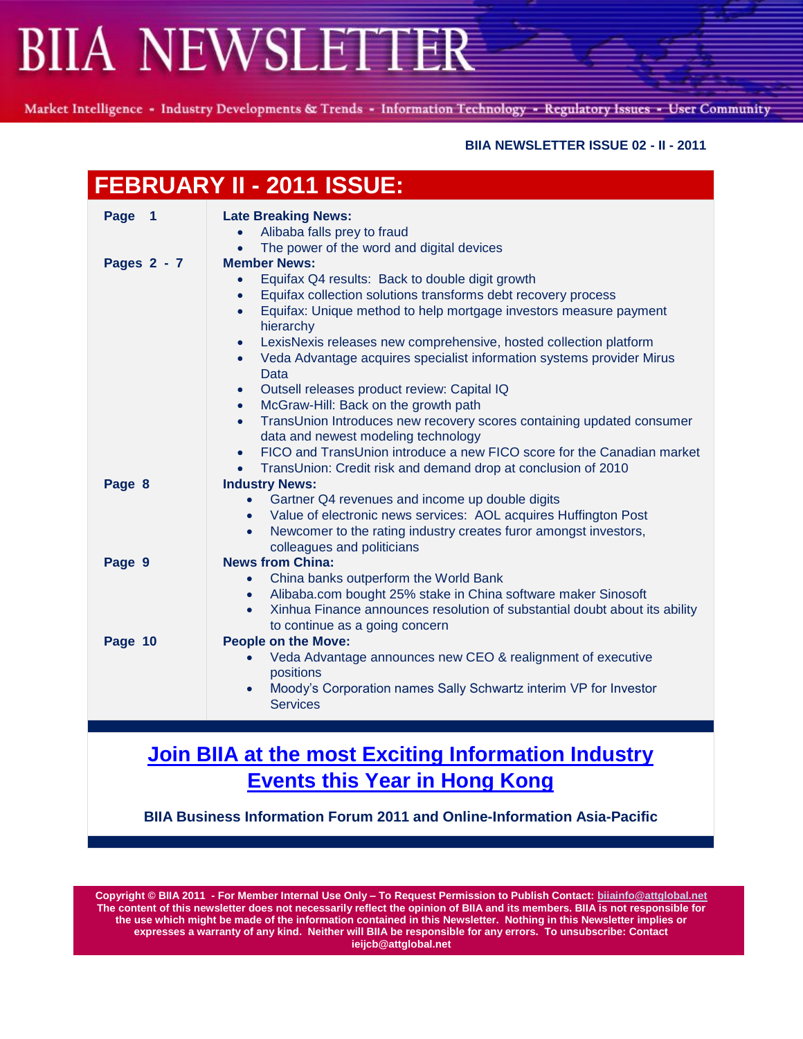# BIIA NEWSLETTER

Market Intelligence - Industry Developments & Trends - Information Technology - Regulatory Issues - User Community

**BIIA NEWSLETTER ISSUE 02 - II - 2011**

## FEBRUARY II - 2011 ISSUE:

| | |
|---|---|
| **Page 1** | **Late Breaking News:**<br>• Alibaba falls prey to fraud<br>• The power of the word and digital devices |
| **Pages 2 - 7** | **Member News:**<br>• Equifax Q4 results: Back to double digit growth<br>• Equifax collection solutions transforms debt recovery process<br>• Equifax: Unique method to help mortgage investors measure payment hierarchy<br>• LexisNexis releases new comprehensive, hosted collection platform<br>• Veda Advantage acquires specialist information systems provider Mirus Data<br>• Outsell releases product review: Capital IQ<br>• McGraw-Hill: Back on the growth path<br>• TransUnion Introduces new recovery scores containing updated consumer data and newest modeling technology<br>• FICO and TransUnion introduce a new FICO score for the Canadian market<br>• TransUnion: Credit risk and demand drop at conclusion of 2010 |
| **Page 8** | **Industry News:**<br>• Gartner Q4 revenues and income up double digits<br>• Value of electronic news services: AOL acquires Huffington Post<br>• Newcomer to the rating industry creates furor amongst investors, colleagues and politicians |
| **Page 9** | **News from China:**<br>• China banks outperform the World Bank<br>• Alibaba.com bought 25% stake in China software maker Sinosoft<br>• Xinhua Finance announces resolution of substantial doubt about its ability to continue as a going concern |
| **Page 10** | **People on the Move:**<br>• Veda Advantage announces new CEO & realignment of executive positions<br>• Moody's Corporation names Sally Schwartz interim VP for Investor Services |

## Join BIIA at the most Exciting Information Industry Events this Year in Hong Kong

**BIIA Business Information Forum 2011 and Online-Information Asia-Pacific**

**Copyright © BIIA 2011 - For Member Internal Use Only – To Request Permission to Publish Contact: biiainfo@attglobal.net**
**The content of this newsletter does not necessarily reflect the opinion of BIIA and its members. BIIA is not responsible for the use which might be made of the information contained in this Newsletter. Nothing in this Newsletter implies or expresses a warranty of any kind. Neither will BIIA be responsible for any errors. To unsubscribe: Contact ieijcb@attglobal.net**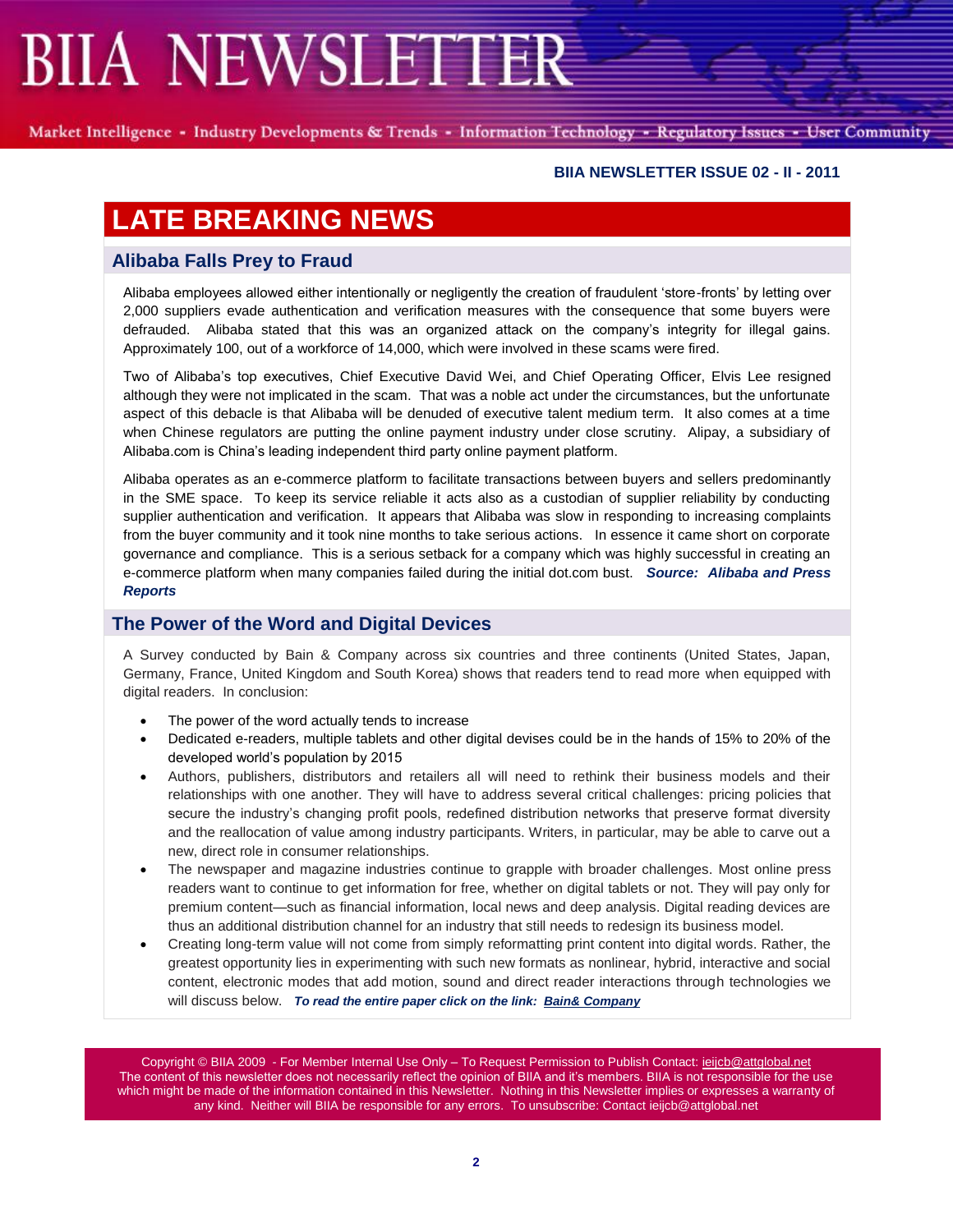**BIIA NEWSLETTER ISSUE 02 - II - 2011**

# LATE BREAKING NEWS

## Alibaba Falls Prey to Fraud

Alibaba employees allowed either intentionally or negligently the creation of fraudulent 'store-fronts' by letting over 2,000 suppliers evade authentication and verification measures with the consequence that some buyers were defrauded. Alibaba stated that this was an organized attack on the company's integrity for illegal gains. Approximately 100, out of a workforce of 14,000, which were involved in these scams were fired.

Two of Alibaba's top executives, Chief Executive David Wei, and Chief Operating Officer, Elvis Lee resigned although they were not implicated in the scam. That was a noble act under the circumstances, but the unfortunate aspect of this debacle is that Alibaba will be denuded of executive talent medium term. It also comes at a time when Chinese regulators are putting the online payment industry under close scrutiny. Alipay, a subsidiary of Alibaba.com is China's leading independent third party online payment platform.

Alibaba operates as an e-commerce platform to facilitate transactions between buyers and sellers predominantly in the SME space. To keep its service reliable it acts also as a custodian of supplier reliability by conducting supplier authentication and verification. It appears that Alibaba was slow in responding to increasing complaints from the buyer community and it took nine months to take serious actions. In essence it came short on corporate governance and compliance. This is a serious setback for a company which was highly successful in creating an e-commerce platform when many companies failed during the initial dot.com bust. ***Source: Alibaba and Press Reports***

## The Power of the Word and Digital Devices

A Survey conducted by Bain & Company across six countries and three continents (United States, Japan, Germany, France, United Kingdom and South Korea) shows that readers tend to read more when equipped with digital readers. In conclusion:

- The power of the word actually tends to increase
- Dedicated e-readers, multiple tablets and other digital devises could be in the hands of 15% to 20% of the developed world's population by 2015
- Authors, publishers, distributors and retailers all will need to rethink their business models and their relationships with one another. They will have to address several critical challenges: pricing policies that secure the industry's changing profit pools, redefined distribution networks that preserve format diversity and the reallocation of value among industry participants. Writers, in particular, may be able to carve out a new, direct role in consumer relationships.
- The newspaper and magazine industries continue to grapple with broader challenges. Most online press readers want to continue to get information for free, whether on digital tablets or not. They will pay only for premium content—such as financial information, local news and deep analysis. Digital reading devices are thus an additional distribution channel for an industry that still needs to redesign its business model.
- Creating long-term value will not come from simply reformatting print content into digital words. Rather, the greatest opportunity lies in experimenting with such new formats as nonlinear, hybrid, interactive and social content, electronic modes that add motion, sound and direct reader interactions through technologies we will discuss below. ***To read the entire paper click on the link: Bain& Company***

Copyright © BIIA 2009 - For Member Internal Use Only – To Request Permission to Publish Contact: ieijcb@attglobal.net
The content of this newsletter does not necessarily reflect the opinion of BIIA and it's members. BIIA is not responsible for the use which might be made of the information contained in this Newsletter. Nothing in this Newsletter implies or expresses a warranty of any kind. Neither will BIIA be responsible for any errors. To unsubscribe: Contact ieijcb@attglobal.net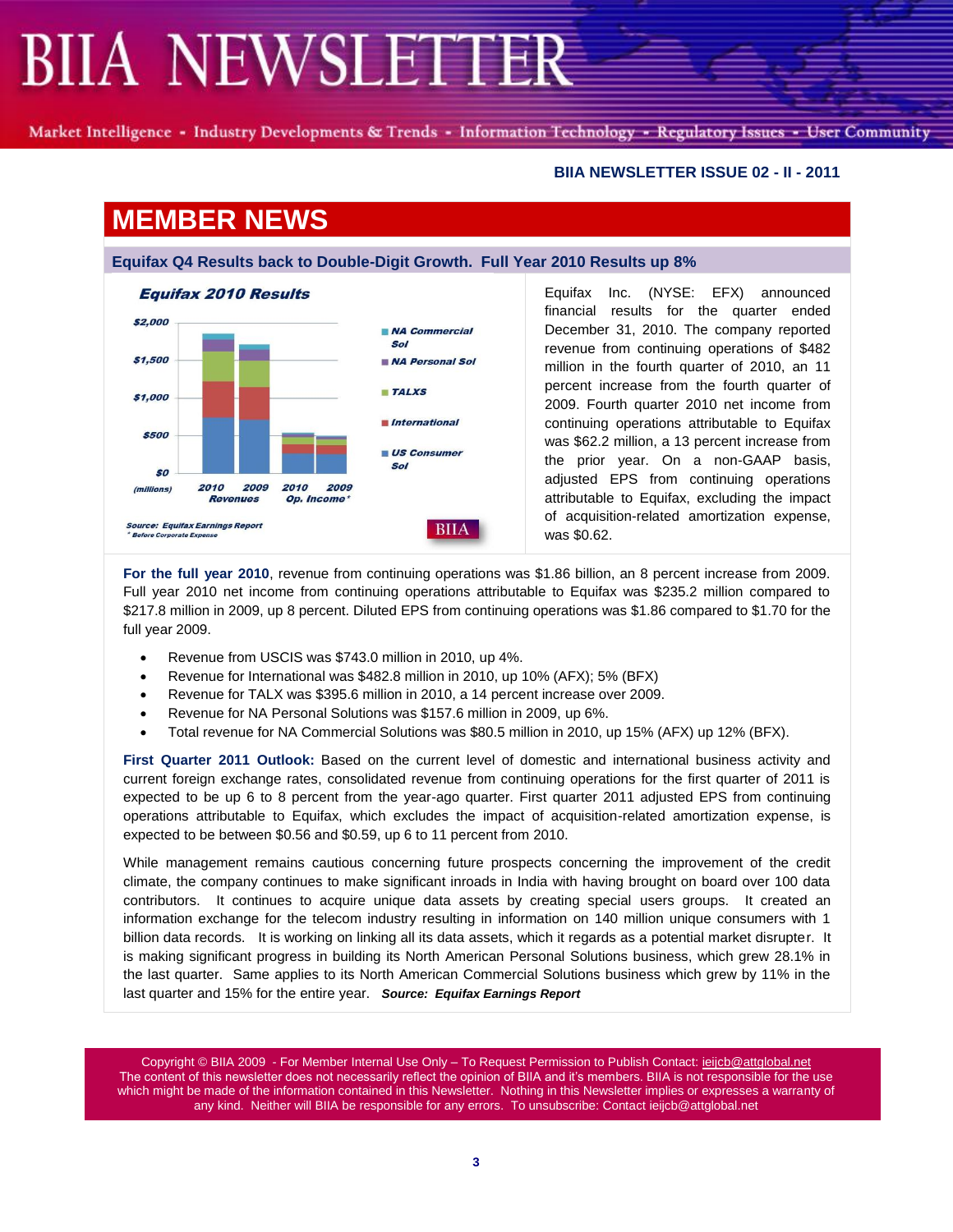# BIIA NEWSLETTER

Market Intelligence - Industry Developments & Trends - Information Technology - Regulatory Issues - User Community

**BIIA NEWSLETTER ISSUE 02 - II - 2011**

## MEMBER NEWS

### Equifax Q4 Results back to Double-Digit Growth. Full Year 2010 Results up 8%

**Equifax 2010 Results**

Source: Equifax Earnings Report
\* Before Corporate Expense

Equifax Inc. (NYSE: EFX) announced financial results for the quarter ended December 31, 2010. The company reported revenue from continuing operations of $482 million in the fourth quarter of 2010, an 11 percent increase from the fourth quarter of 2009. Fourth quarter 2010 net income from continuing operations attributable to Equifax was $62.2 million, a 13 percent increase from the prior year. On a non-GAAP basis, adjusted EPS from continuing operations attributable to Equifax, excluding the impact of acquisition-related amortization expense, was $0.62.

**For the full year 2010**, revenue from continuing operations was $1.86 billion, an 8 percent increase from 2009. Full year 2010 net income from continuing operations attributable to Equifax was $235.2 million compared to $217.8 million in 2009, up 8 percent. Diluted EPS from continuing operations was $1.86 compared to $1.70 for the full year 2009.

- Revenue from USCIS was $743.0 million in 2010, up 4%.
- Revenue for International was $482.8 million in 2010, up 10% (AFX); 5% (BFX)
- Revenue for TALX was $395.6 million in 2010, a 14 percent increase over 2009.
- Revenue for NA Personal Solutions was $157.6 million in 2009, up 6%.
- Total revenue for NA Commercial Solutions was $80.5 million in 2010, up 15% (AFX) up 12% (BFX).

**First Quarter 2011 Outlook:** Based on the current level of domestic and international business activity and current foreign exchange rates, consolidated revenue from continuing operations for the first quarter of 2011 is expected to be up 6 to 8 percent from the year-ago quarter. First quarter 2011 adjusted EPS from continuing operations attributable to Equifax, which excludes the impact of acquisition-related amortization expense, is expected to be between $0.56 and $0.59, up 6 to 11 percent from 2010.

While management remains cautious concerning future prospects concerning the improvement of the credit climate, the company continues to make significant inroads in India with having brought on board over 100 data contributors. It continues to acquire unique data assets by creating special users groups. It created an information exchange for the telecom industry resulting in information on 140 million unique consumers with 1 billion data records. It is working on linking all its data assets, which it regards as a potential market disrupter. It is making significant progress in building its North American Personal Solutions business, which grew 28.1% in the last quarter. Same applies to its North American Commercial Solutions business which grew by 11% in the last quarter and 15% for the entire year. ***Source: Equifax Earnings Report***

Copyright © BIIA 2009 - For Member Internal Use Only – To Request Permission to Publish Contact: ieijcb@attglobal.net
The content of this newsletter does not necessarily reflect the opinion of BIIA and it's members. BIIA is not responsible for the use which might be made of the information contained in this Newsletter. Nothing in this Newsletter implies or expresses a warranty of any kind. Neither will BIIA be responsible for any errors. To unsubscribe: Contact ieijcb@attglobal.net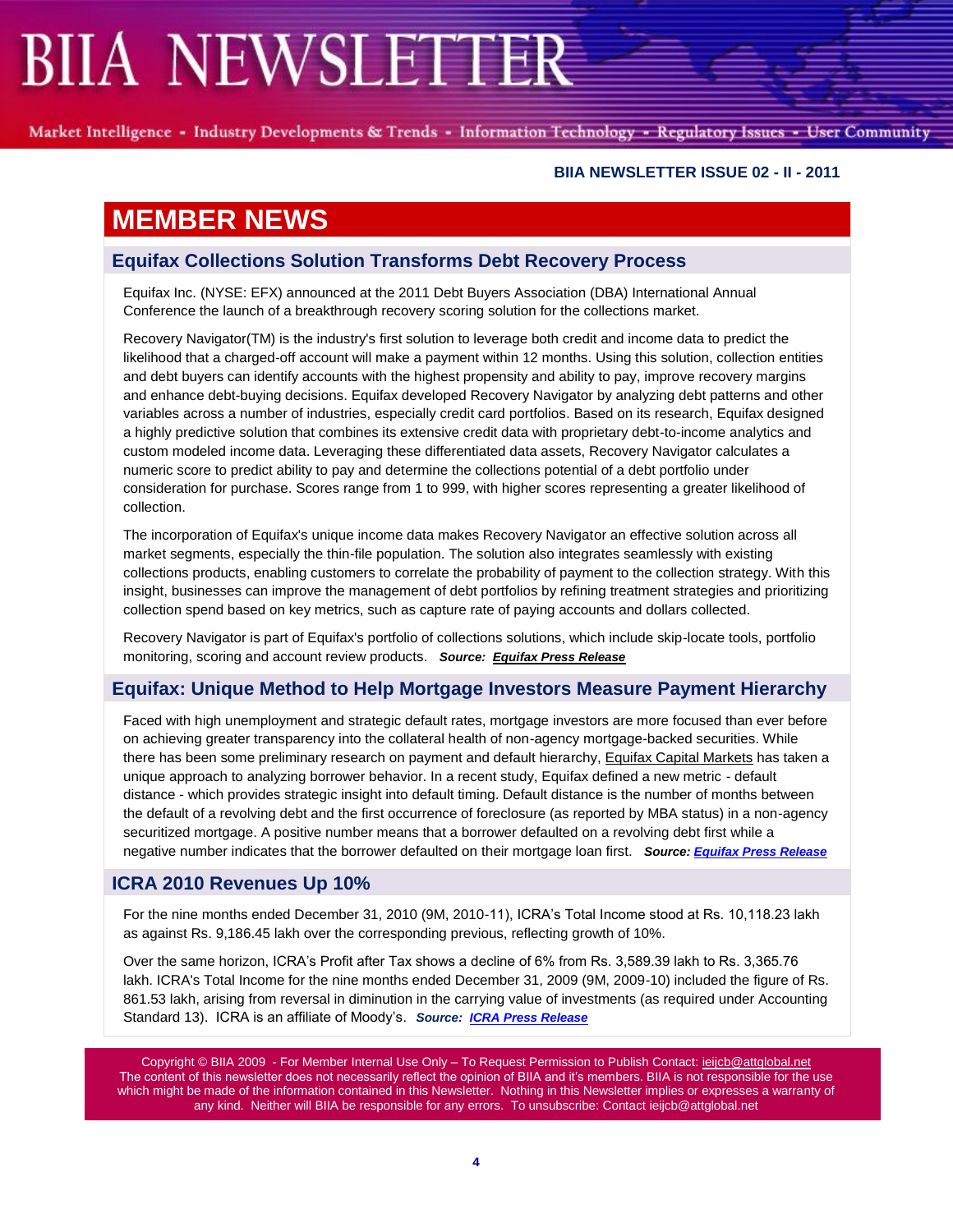# MEMBER NEWS

## Equifax Collections Solution Transforms Debt Recovery Process

Equifax Inc. (NYSE: EFX) announced at the 2011 Debt Buyers Association (DBA) International Annual Conference the launch of a breakthrough recovery scoring solution for the collections market.

Recovery Navigator(TM) is the industry's first solution to leverage both credit and income data to predict the likelihood that a charged-off account will make a payment within 12 months. Using this solution, collection entities and debt buyers can identify accounts with the highest propensity and ability to pay, improve recovery margins and enhance debt-buying decisions. Equifax developed Recovery Navigator by analyzing debt patterns and other variables across a number of industries, especially credit card portfolios. Based on its research, Equifax designed a highly predictive solution that combines its extensive credit data with proprietary debt-to-income analytics and custom modeled income data. Leveraging these differentiated data assets, Recovery Navigator calculates a numeric score to predict ability to pay and determine the collections potential of a debt portfolio under consideration for purchase. Scores range from 1 to 999, with higher scores representing a greater likelihood of collection.

The incorporation of Equifax's unique income data makes Recovery Navigator an effective solution across all market segments, especially the thin-file population. The solution also integrates seamlessly with existing collections products, enabling customers to correlate the probability of payment to the collection strategy. With this insight, businesses can improve the management of debt portfolios by refining treatment strategies and prioritizing collection spend based on key metrics, such as capture rate of paying accounts and dollars collected.

Recovery Navigator is part of Equifax's portfolio of collections solutions, which include skip-locate tools, portfolio monitoring, scoring and account review products. ***Source: Equifax Press Release***

## Equifax: Unique Method to Help Mortgage Investors Measure Payment Hierarchy

Faced with high unemployment and strategic default rates, mortgage investors are more focused than ever before on achieving greater transparency into the collateral health of non-agency mortgage-backed securities. While there has been some preliminary research on payment and default hierarchy, Equifax Capital Markets has taken a unique approach to analyzing borrower behavior. In a recent study, Equifax defined a new metric - default distance - which provides strategic insight into default timing. Default distance is the number of months between the default of a revolving debt and the first occurrence of foreclosure (as reported by MBA status) in a non-agency securitized mortgage. A positive number means that a borrower defaulted on a revolving debt first while a negative number indicates that the borrower defaulted on their mortgage loan first. ***Source: Equifax Press Release***

## ICRA 2010 Revenues Up 10%

For the nine months ended December 31, 2010 (9M, 2010-11), ICRA's Total Income stood at Rs. 10,118.23 lakh as against Rs. 9,186.45 lakh over the corresponding previous, reflecting growth of 10%.

Over the same horizon, ICRA's Profit after Tax shows a decline of 6% from Rs. 3,589.39 lakh to Rs. 3,365.76 lakh. ICRA's Total Income for the nine months ended December 31, 2009 (9M, 2009-10) included the figure of Rs. 861.53 lakh, arising from reversal in diminution in the carrying value of investments (as required under Accounting Standard 13). ICRA is an affiliate of Moody's. ***Source: ICRA Press Release***

Copyright © BIIA 2009 - For Member Internal Use Only – To Request Permission to Publish Contact: ieijcb@attglobal.net
The content of this newsletter does not necessarily reflect the opinion of BIIA and it's members. BIIA is not responsible for the use which might be made of the information contained in this Newsletter. Nothing in this Newsletter implies or expresses a warranty of any kind. Neither will BIIA be responsible for any errors. To unsubscribe: Contact ieijcb@attglobal.net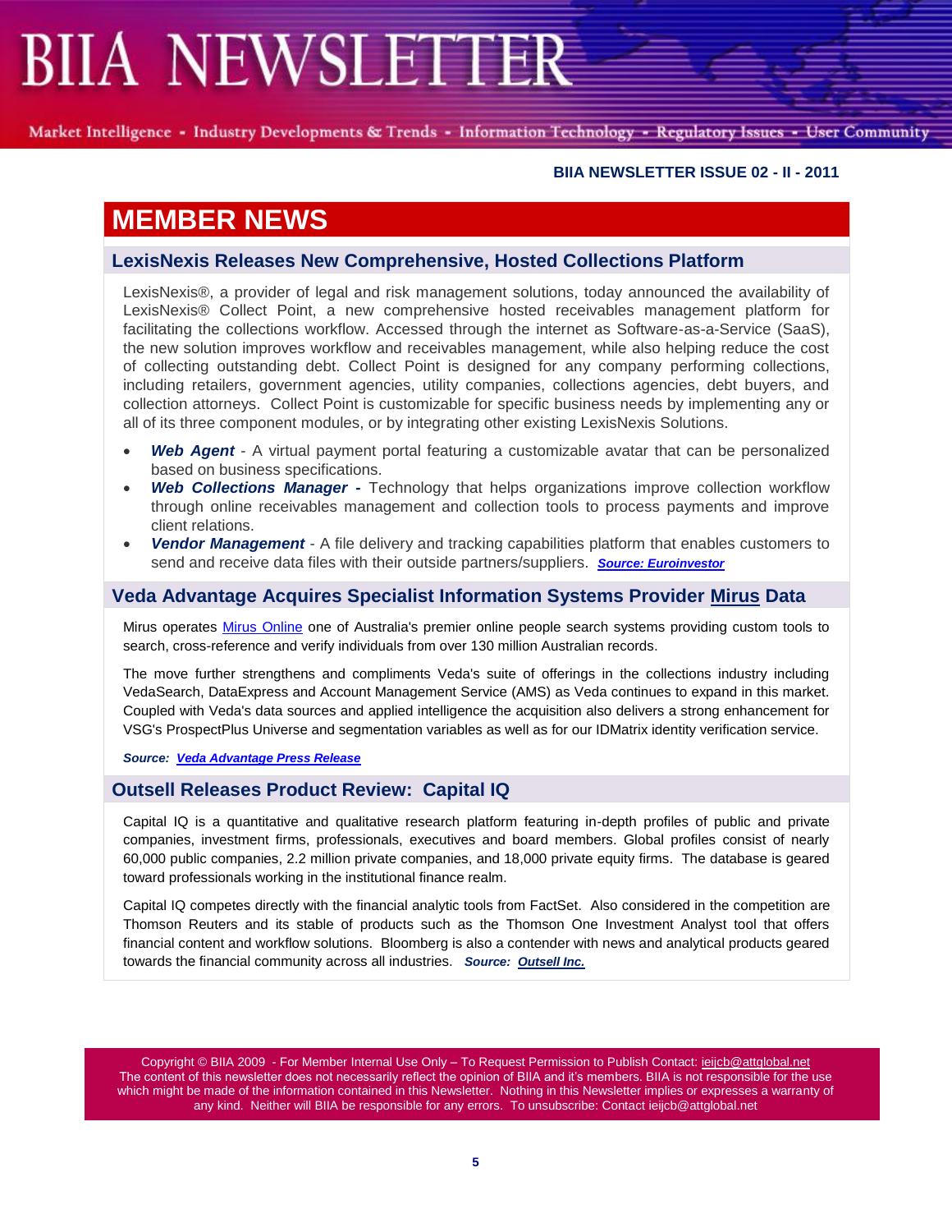## MEMBER NEWS

### LexisNexis Releases New Comprehensive, Hosted Collections Platform

LexisNexis®, a provider of legal and risk management solutions, today announced the availability of LexisNexis® Collect Point, a new comprehensive hosted receivables management platform for facilitating the collections workflow. Accessed through the internet as Software-as-a-Service (SaaS), the new solution improves workflow and receivables management, while also helping reduce the cost of collecting outstanding debt. Collect Point is designed for any company performing collections, including retailers, government agencies, utility companies, collections agencies, debt buyers, and collection attorneys. Collect Point is customizable for specific business needs by implementing any or all of its three component modules, or by integrating other existing LexisNexis Solutions.

- ***Web Agent*** - A virtual payment portal featuring a customizable avatar that can be personalized based on business specifications.
- ***Web Collections Manager -*** Technology that helps organizations improve collection workflow through online receivables management and collection tools to process payments and improve client relations.
- ***Vendor Management*** - A file delivery and tracking capabilities platform that enables customers to send and receive data files with their outside partners/suppliers. ***Source: Euroinvestor***

### Veda Advantage Acquires Specialist Information Systems Provider Mirus Data

Mirus operates Mirus Online one of Australia's premier online people search systems providing custom tools to search, cross-reference and verify individuals from over 130 million Australian records.

The move further strengthens and compliments Veda's suite of offerings in the collections industry including VedaSearch, DataExpress and Account Management Service (AMS) as Veda continues to expand in this market. Coupled with Veda's data sources and applied intelligence the acquisition also delivers a strong enhancement for VSG's ProspectPlus Universe and segmentation variables as well as for our IDMatrix identity verification service.

***Source: Veda Advantage Press Release***

### Outsell Releases Product Review: Capital IQ

Capital IQ is a quantitative and qualitative research platform featuring in-depth profiles of public and private companies, investment firms, professionals, executives and board members. Global profiles consist of nearly 60,000 public companies, 2.2 million private companies, and 18,000 private equity firms. The database is geared toward professionals working in the institutional finance realm.

Capital IQ competes directly with the financial analytic tools from FactSet. Also considered in the competition are Thomson Reuters and its stable of products such as the Thomson One Investment Analyst tool that offers financial content and workflow solutions. Bloomberg is also a contender with news and analytical products geared towards the financial community across all industries. ***Source: Outsell Inc.***

Copyright © BIIA 2009 - For Member Internal Use Only – To Request Permission to Publish Contact: ieijcb@attglobal.net
The content of this newsletter does not necessarily reflect the opinion of BIIA and it's members. BIIA is not responsible for the use which might be made of the information contained in this Newsletter. Nothing in this Newsletter implies or expresses a warranty of any kind. Neither will BIIA be responsible for any errors. To unsubscribe: Contact ieijcb@attglobal.net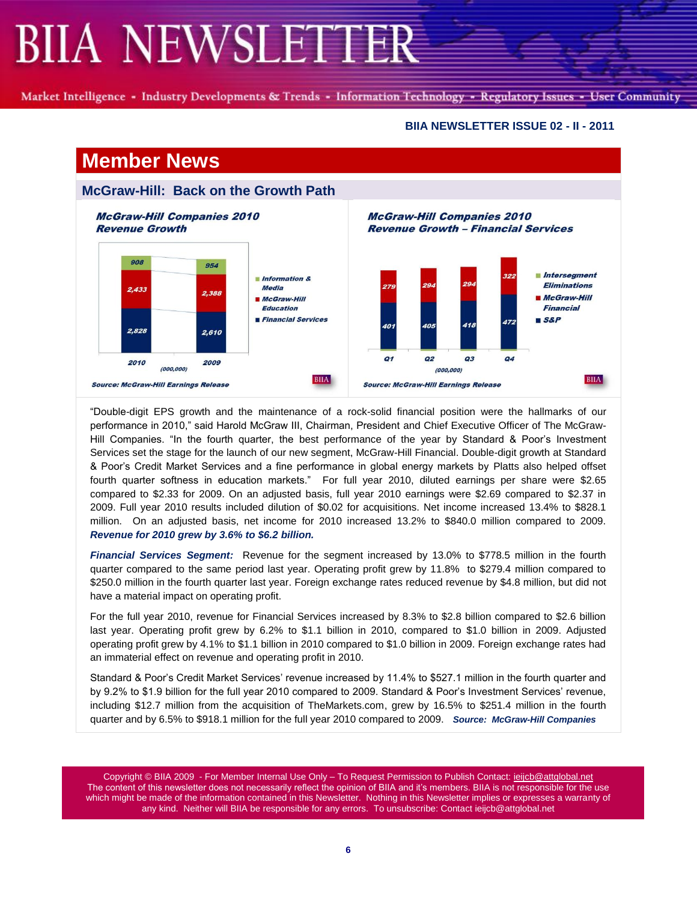## Member News

### McGraw-Hill: Back on the Growth Path

**McGraw-Hill Companies 2010 Revenue Growth**

| | 2010 | 2009 |
|---|---|---|
| Information & Media | 908 | 954 |
| McGraw-Hill Education | 2,433 | 2,388 |
| Financial Services | 2,828 | 2,610 |

(000,000)

Source: McGraw-Hill Earnings Release

**McGraw-Hill Companies 2010 Revenue Growth – Financial Services**

| | Q1 | Q2 | Q3 | Q4 |
|---|---|---|---|---|
| McGraw-Hill Financial | 279 | 294 | 294 | 322 |
| S&P | 401 | 405 | 418 | 472 |

(000,000)

Legend: Intersegment Eliminations; McGraw-Hill Financial; S&P

Source: McGraw-Hill Earnings Release

"Double-digit EPS growth and the maintenance of a rock-solid financial position were the hallmarks of our performance in 2010," said Harold McGraw III, Chairman, President and Chief Executive Officer of The McGraw-Hill Companies. "In the fourth quarter, the best performance of the year by Standard & Poor's Investment Services set the stage for the launch of our new segment, McGraw-Hill Financial. Double-digit growth at Standard & Poor's Credit Market Services and a fine performance in global energy markets by Platts also helped offset fourth quarter softness in education markets." For full year 2010, diluted earnings per share were $2.65 compared to $2.33 for 2009. On an adjusted basis, full year 2010 earnings were $2.69 compared to $2.37 in 2009. Full year 2010 results included dilution of $0.02 for acquisitions. Net income increased 13.4% to $828.1 million. On an adjusted basis, net income for 2010 increased 13.2% to $840.0 million compared to 2009. ***Revenue for 2010 grew by 3.6% to $6.2 billion.***

***Financial Services Segment:*** Revenue for the segment increased by 13.0% to $778.5 million in the fourth quarter compared to the same period last year. Operating profit grew by 11.8% to $279.4 million compared to $250.0 million in the fourth quarter last year. Foreign exchange rates reduced revenue by $4.8 million, but did not have a material impact on operating profit.

For the full year 2010, revenue for Financial Services increased by 8.3% to $2.8 billion compared to $2.6 billion last year. Operating profit grew by 6.2% to $1.1 billion in 2010, compared to $1.0 billion in 2009. Adjusted operating profit grew by 4.1% to $1.1 billion in 2010 compared to $1.0 billion in 2009. Foreign exchange rates had an immaterial effect on revenue and operating profit in 2010.

Standard & Poor's Credit Market Services' revenue increased by 11.4% to $527.1 million in the fourth quarter and by 9.2% to $1.9 billion for the full year 2010 compared to 2009. Standard & Poor's Investment Services' revenue, including $12.7 million from the acquisition of TheMarkets.com, grew by 16.5% to $251.4 million in the fourth quarter and by 6.5% to $918.1 million for the full year 2010 compared to 2009. ***Source: McGraw-Hill Companies***

Copyright © BIIA 2009 - For Member Internal Use Only – To Request Permission to Publish Contact: ieijcb@attglobal.net
The content of this newsletter does not necessarily reflect the opinion of BIIA and it's members. BIIA is not responsible for the use which might be made of the information contained in this Newsletter. Nothing in this Newsletter implies or expresses a warranty of any kind. Neither will BIIA be responsible for any errors. To unsubscribe: Contact ieijcb@attglobal.net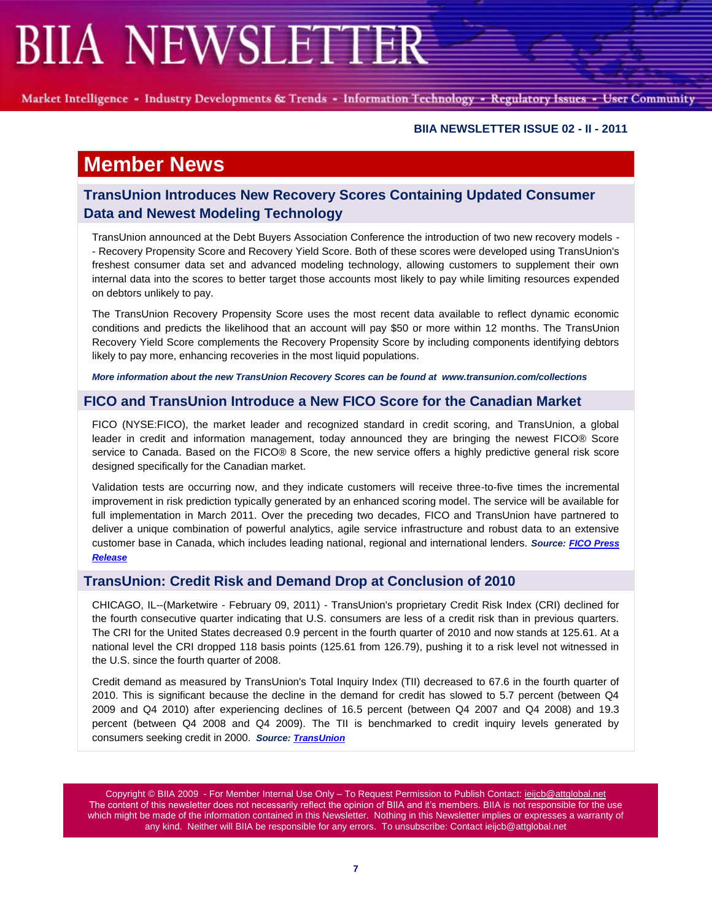# Member News

## TransUnion Introduces New Recovery Scores Containing Updated Consumer Data and Newest Modeling Technology

TransUnion announced at the Debt Buyers Association Conference the introduction of two new recovery models -- Recovery Propensity Score and Recovery Yield Score. Both of these scores were developed using TransUnion's freshest consumer data set and advanced modeling technology, allowing customers to supplement their own internal data into the scores to better target those accounts most likely to pay while limiting resources expended on debtors unlikely to pay.

The TransUnion Recovery Propensity Score uses the most recent data available to reflect dynamic economic conditions and predicts the likelihood that an account will pay $50 or more within 12 months. The TransUnion Recovery Yield Score complements the Recovery Propensity Score by including components identifying debtors likely to pay more, enhancing recoveries in the most liquid populations.

***More information about the new TransUnion Recovery Scores can be found at www.transunion.com/collections***

## FICO and TransUnion Introduce a New FICO Score for the Canadian Market

FICO (NYSE:FICO), the market leader and recognized standard in credit scoring, and TransUnion, a global leader in credit and information management, today announced they are bringing the newest FICO® Score service to Canada. Based on the FICO® 8 Score, the new service offers a highly predictive general risk score designed specifically for the Canadian market.

Validation tests are occurring now, and they indicate customers will receive three-to-five times the incremental improvement in risk prediction typically generated by an enhanced scoring model. The service will be available for full implementation in March 2011. Over the preceding two decades, FICO and TransUnion have partnered to deliver a unique combination of powerful analytics, agile service infrastructure and robust data to an extensive customer base in Canada, which includes leading national, regional and international lenders. ***Source: FICO Press Release***

## TransUnion: Credit Risk and Demand Drop at Conclusion of 2010

CHICAGO, IL--(Marketwire - February 09, 2011) - TransUnion's proprietary Credit Risk Index (CRI) declined for the fourth consecutive quarter indicating that U.S. consumers are less of a credit risk than in previous quarters. The CRI for the United States decreased 0.9 percent in the fourth quarter of 2010 and now stands at 125.61. At a national level the CRI dropped 118 basis points (125.61 from 126.79), pushing it to a risk level not witnessed in the U.S. since the fourth quarter of 2008.

Credit demand as measured by TransUnion's Total Inquiry Index (TII) decreased to 67.6 in the fourth quarter of 2010. This is significant because the decline in the demand for credit has slowed to 5.7 percent (between Q4 2009 and Q4 2010) after experiencing declines of 16.5 percent (between Q4 2007 and Q4 2008) and 19.3 percent (between Q4 2008 and Q4 2009). The TII is benchmarked to credit inquiry levels generated by consumers seeking credit in 2000. ***Source: TransUnion***

Copyright © BIIA 2009 - For Member Internal Use Only – To Request Permission to Publish Contact: ieijcb@attglobal.net
The content of this newsletter does not necessarily reflect the opinion of BIIA and it's members. BIIA is not responsible for the use which might be made of the information contained in this Newsletter. Nothing in this Newsletter implies or expresses a warranty of any kind. Neither will BIIA be responsible for any errors. To unsubscribe: Contact ieijcb@attglobal.net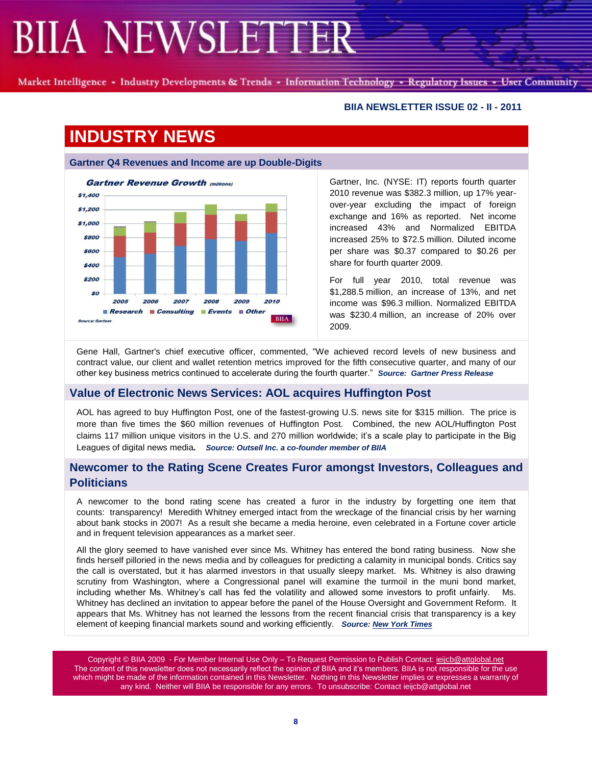# INDUSTRY NEWS

## Gartner Q4 Revenues and Income are up Double-Digits

Gartner Revenue Growth (millions)

Source: Gartner

Gartner, Inc. (NYSE: IT) reports fourth quarter 2010 revenue was $382.3 million, up 17% year-over-year excluding the impact of foreign exchange and 16% as reported. Net income increased 43% and Normalized EBITDA increased 25% to $72.5 million. Diluted income per share was $0.37 compared to $0.26 per share for fourth quarter 2009.

For full year 2010, total revenue was $1,288.5 million, an increase of 13%, and net income was $96.3 million. Normalized EBITDA was $230.4 million, an increase of 20% over 2009.

Gene Hall, Gartner's chief executive officer, commented, "We achieved record levels of new business and contract value, our client and wallet retention metrics improved for the fifth consecutive quarter, and many of our other key business metrics continued to accelerate during the fourth quarter." ***Source: Gartner Press Release***

## Value of Electronic News Services: AOL acquires Huffington Post

AOL has agreed to buy Huffington Post, one of the fastest-growing U.S. news site for $315 million. The price is more than five times the $60 million revenues of Huffington Post. Combined, the new AOL/Huffington Post claims 117 million unique visitors in the U.S. and 270 million worldwide; it's a scale play to participate in the Big Leagues of digital news media. ***Source: Outsell Inc. a co-founder member of BIIA***

## Newcomer to the Rating Scene Creates Furor amongst Investors, Colleagues and Politicians

A newcomer to the bond rating scene has created a furor in the industry by forgetting one item that counts: transparency! Meredith Whitney emerged intact from the wreckage of the financial crisis by her warning about bank stocks in 2007! As a result she became a media heroine, even celebrated in a Fortune cover article and in frequent television appearances as a market seer.

All the glory seemed to have vanished ever since Ms. Whitney has entered the bond rating business. Now she finds herself pilloried in the news media and by colleagues for predicting a calamity in municipal bonds. Critics say the call is overstated, but it has alarmed investors in that usually sleepy market. Ms. Whitney is also drawing scrutiny from Washington, where a Congressional panel will examine the turmoil in the muni bond market, including whether Ms. Whitney's call has fed the volatility and allowed some investors to profit unfairly. Ms. Whitney has declined an invitation to appear before the panel of the House Oversight and Government Reform. It appears that Ms. Whitney has not learned the lessons from the recent financial crisis that transparency is a key element of keeping financial markets sound and working efficiently. ***Source: New York Times***

Copyright © BIIA 2009 - For Member Internal Use Only – To Request Permission to Publish Contact: ieijcb@attglobal.net
The content of this newsletter does not necessarily reflect the opinion of BIIA and it's members. BIIA is not responsible for the use which might be made of the information contained in this Newsletter. Nothing in this Newsletter implies or expresses a warranty of any kind. Neither will BIIA be responsible for any errors. To unsubscribe: Contact ieijcb@attglobal.net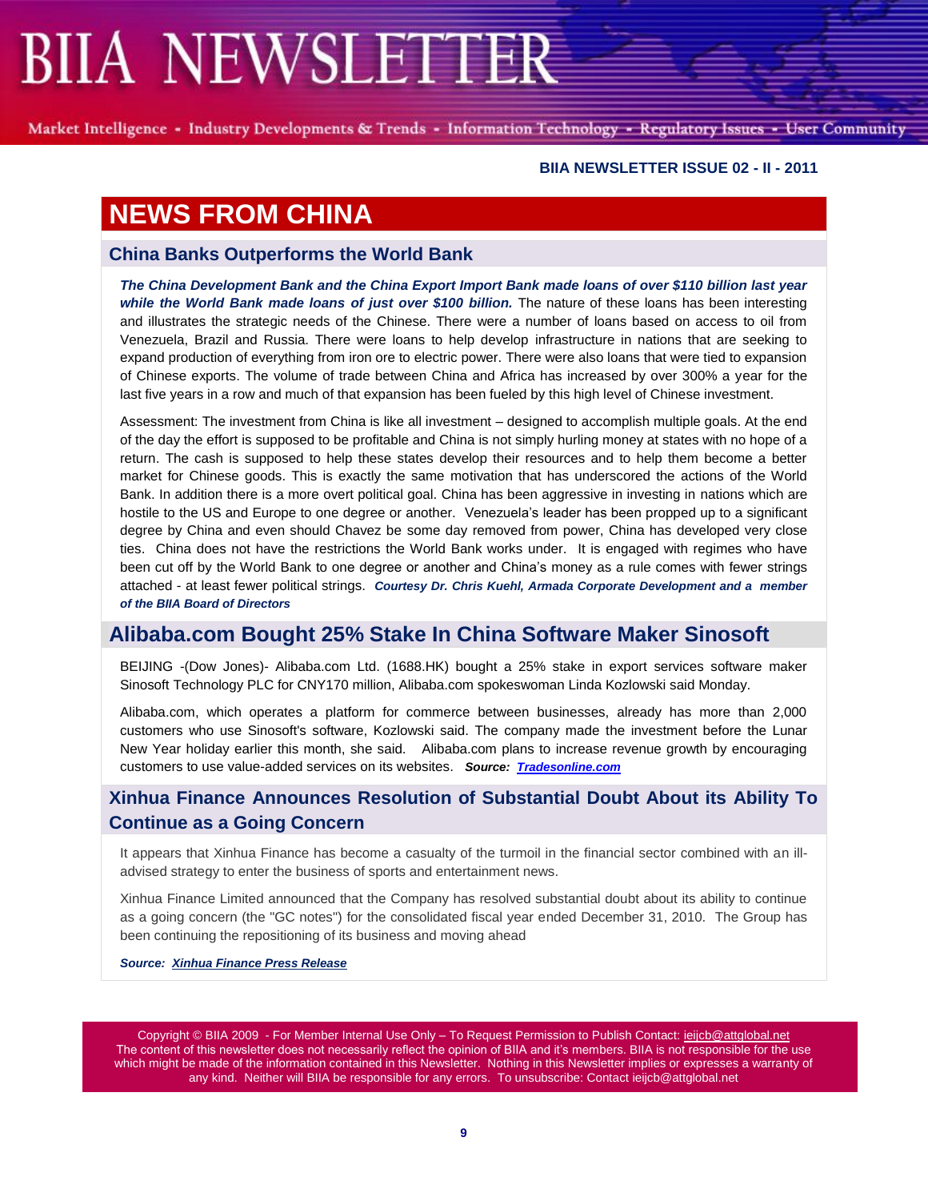# NEWS FROM CHINA

## China Banks Outperforms the World Bank

***The China Development Bank and the China Export Import Bank made loans of over $110 billion last year while the World Bank made loans of just over $100 billion.*** The nature of these loans has been interesting and illustrates the strategic needs of the Chinese. There were a number of loans based on access to oil from Venezuela, Brazil and Russia. There were loans to help develop infrastructure in nations that are seeking to expand production of everything from iron ore to electric power. There were also loans that were tied to expansion of Chinese exports. The volume of trade between China and Africa has increased by over 300% a year for the last five years in a row and much of that expansion has been fueled by this high level of Chinese investment.

Assessment: The investment from China is like all investment – designed to accomplish multiple goals. At the end of the day the effort is supposed to be profitable and China is not simply hurling money at states with no hope of a return. The cash is supposed to help these states develop their resources and to help them become a better market for Chinese goods. This is exactly the same motivation that has underscored the actions of the World Bank. In addition there is a more overt political goal. China has been aggressive in investing in nations which are hostile to the US and Europe to one degree or another. Venezuela's leader has been propped up to a significant degree by China and even should Chavez be some day removed from power, China has developed very close ties. China does not have the restrictions the World Bank works under. It is engaged with regimes who have been cut off by the World Bank to one degree or another and China's money as a rule comes with fewer strings attached - at least fewer political strings. ***Courtesy Dr. Chris Kuehl, Armada Corporate Development and a member of the BIIA Board of Directors***

## Alibaba.com Bought 25% Stake In China Software Maker Sinosoft

BEIJING -(Dow Jones)- Alibaba.com Ltd. (1688.HK) bought a 25% stake in export services software maker Sinosoft Technology PLC for CNY170 million, Alibaba.com spokeswoman Linda Kozlowski said Monday.

Alibaba.com, which operates a platform for commerce between businesses, already has more than 2,000 customers who use Sinosoft's software, Kozlowski said. The company made the investment before the Lunar New Year holiday earlier this month, she said. Alibaba.com plans to increase revenue growth by encouraging customers to use value-added services on its websites. ***Source: Tradesonline.com***

## Xinhua Finance Announces Resolution of Substantial Doubt About its Ability To Continue as a Going Concern

It appears that Xinhua Finance has become a casualty of the turmoil in the financial sector combined with an ill-advised strategy to enter the business of sports and entertainment news.

Xinhua Finance Limited announced that the Company has resolved substantial doubt about its ability to continue as a going concern (the "GC notes") for the consolidated fiscal year ended December 31, 2010. The Group has been continuing the repositioning of its business and moving ahead

***Source: Xinhua Finance Press Release***

Copyright © BIIA 2009 - For Member Internal Use Only – To Request Permission to Publish Contact: ieijcb@attglobal.net
The content of this newsletter does not necessarily reflect the opinion of BIIA and it's members. BIIA is not responsible for the use which might be made of the information contained in this Newsletter. Nothing in this Newsletter implies or expresses a warranty of any kind. Neither will BIIA be responsible for any errors. To unsubscribe: Contact ieijcb@attglobal.net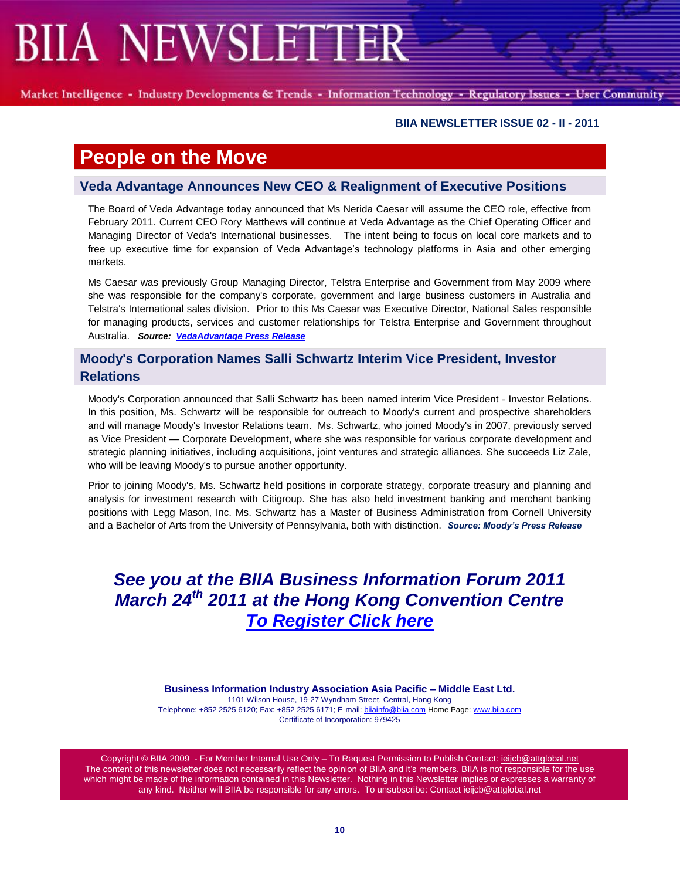## People on the Move

### Veda Advantage Announces New CEO & Realignment of Executive Positions

The Board of Veda Advantage today announced that Ms Nerida Caesar will assume the CEO role, effective from February 2011. Current CEO Rory Matthews will continue at Veda Advantage as the Chief Operating Officer and Managing Director of Veda's International businesses. The intent being to focus on local core markets and to free up executive time for expansion of Veda Advantage's technology platforms in Asia and other emerging markets.

Ms Caesar was previously Group Managing Director, Telstra Enterprise and Government from May 2009 where she was responsible for the company's corporate, government and large business customers in Australia and Telstra's International sales division. Prior to this Ms Caesar was Executive Director, National Sales responsible for managing products, services and customer relationships for Telstra Enterprise and Government throughout Australia. ***Source: VedaAdvantage Press Release***

### Moody's Corporation Names Salli Schwartz Interim Vice President, Investor Relations

Moody's Corporation announced that Salli Schwartz has been named interim Vice President - Investor Relations. In this position, Ms. Schwartz will be responsible for outreach to Moody's current and prospective shareholders and will manage Moody's Investor Relations team. Ms. Schwartz, who joined Moody's in 2007, previously served as Vice President — Corporate Development, where she was responsible for various corporate development and strategic planning initiatives, including acquisitions, joint ventures and strategic alliances. She succeeds Liz Zale, who will be leaving Moody's to pursue another opportunity.

Prior to joining Moody's, Ms. Schwartz held positions in corporate strategy, corporate treasury and planning and analysis for investment research with Citigroup. She has also held investment banking and merchant banking positions with Legg Mason, Inc. Ms. Schwartz has a Master of Business Administration from Cornell University and a Bachelor of Arts from the University of Pennsylvania, both with distinction. ***Source: Moody's Press Release***

***See you at the BIIA Business Information Forum 2011***
***March 24th 2011 at the Hong Kong Convention Centre***
***To Register Click here***

**Business Information Industry Association Asia Pacific – Middle East Ltd.**
1101 Wilson House, 19-27 Wyndham Street, Central, Hong Kong
Telephone: +852 2525 6120; Fax: +852 2525 6171; E-mail: biiainfo@biia.com Home Page: www.biia.com
Certificate of Incorporation: 979425

Copyright © BIIA 2009 - For Member Internal Use Only – To Request Permission to Publish Contact: ieijcb@attglobal.net
The content of this newsletter does not necessarily reflect the opinion of BIIA and it's members. BIIA is not responsible for the use which might be made of the information contained in this Newsletter. Nothing in this Newsletter implies or expresses a warranty of any kind. Neither will BIIA be responsible for any errors. To unsubscribe: Contact ieijcb@attglobal.net